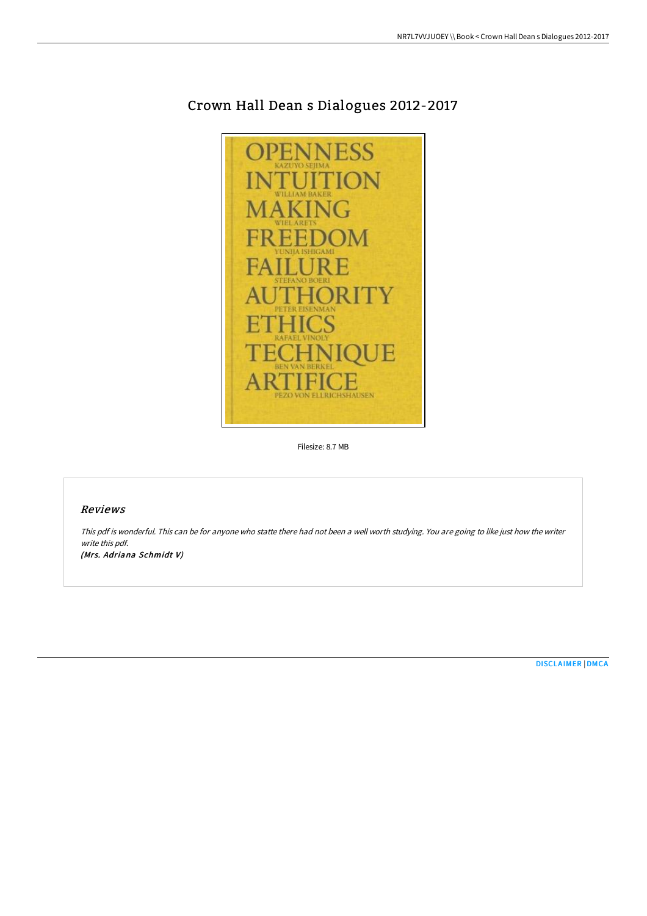# Crown Hall Dean s Dialogues 2012-2017

Filesize: 8.7 MB

## Reviews

*This pdf is wonderful. This can be for anyone who statte there had not been a well worth studying. You are going to like just how the writer write this pdf.*

*(Mrs. Adriana Schmidt V)*

DISCLAIMER | DMCA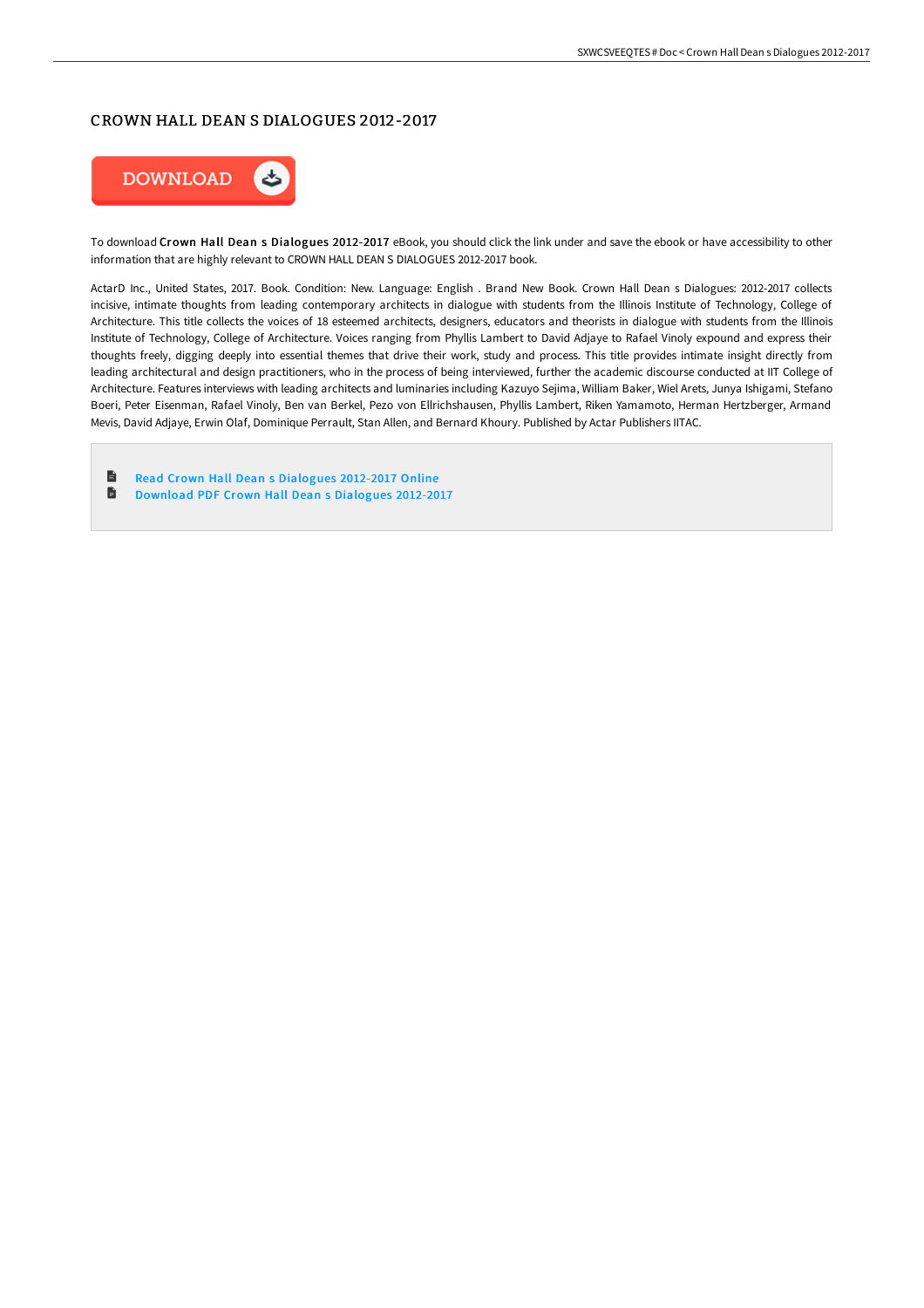# CROWN HALL DEAN S DIALOGUES 2012-2017

DOWNLOAD

To download **Crown Hall Dean s Dialogues 2012-2017** eBook, you should click the link under and save the ebook or have accessibility to other information that are highly relevant to CROWN HALL DEAN S DIALOGUES 2012-2017 book.

ActarD Inc., United States, 2017. Book. Condition: New. Language: English . Brand New Book. Crown Hall Dean s Dialogues: 2012-2017 collects incisive, intimate thoughts from leading contemporary architects in dialogue with students from the Illinois Institute of Technology, College of Architecture. This title collects the voices of 18 esteemed architects, designers, educators and theorists in dialogue with students from the Illinois Institute of Technology, College of Architecture. Voices ranging from Phyllis Lambert to David Adjaye to Rafael Vinoly expound and express their thoughts freely, digging deeply into essential themes that drive their work, study and process. This title provides intimate insight directly from leading architectural and design practitioners, who in the process of being interviewed, further the academic discourse conducted at IIT College of Architecture. Features interviews with leading architects and luminaries including Kazuyo Sejima, William Baker, Wiel Arets, Junya Ishigami, Stefano Boeri, Peter Eisenman, Rafael Vinoly, Ben van Berkel, Pezo von Ellrichshausen, Phyllis Lambert, Riken Yamamoto, Herman Hertzberger, Armand Mevis, David Adjaye, Erwin Olaf, Dominique Perrault, Stan Allen, and Bernard Khoury. Published by Actar Publishers IITAC.

- Read Crown Hall Dean s Dialogues 2012-2017 Online
- Download PDF Crown Hall Dean s Dialogues 2012-2017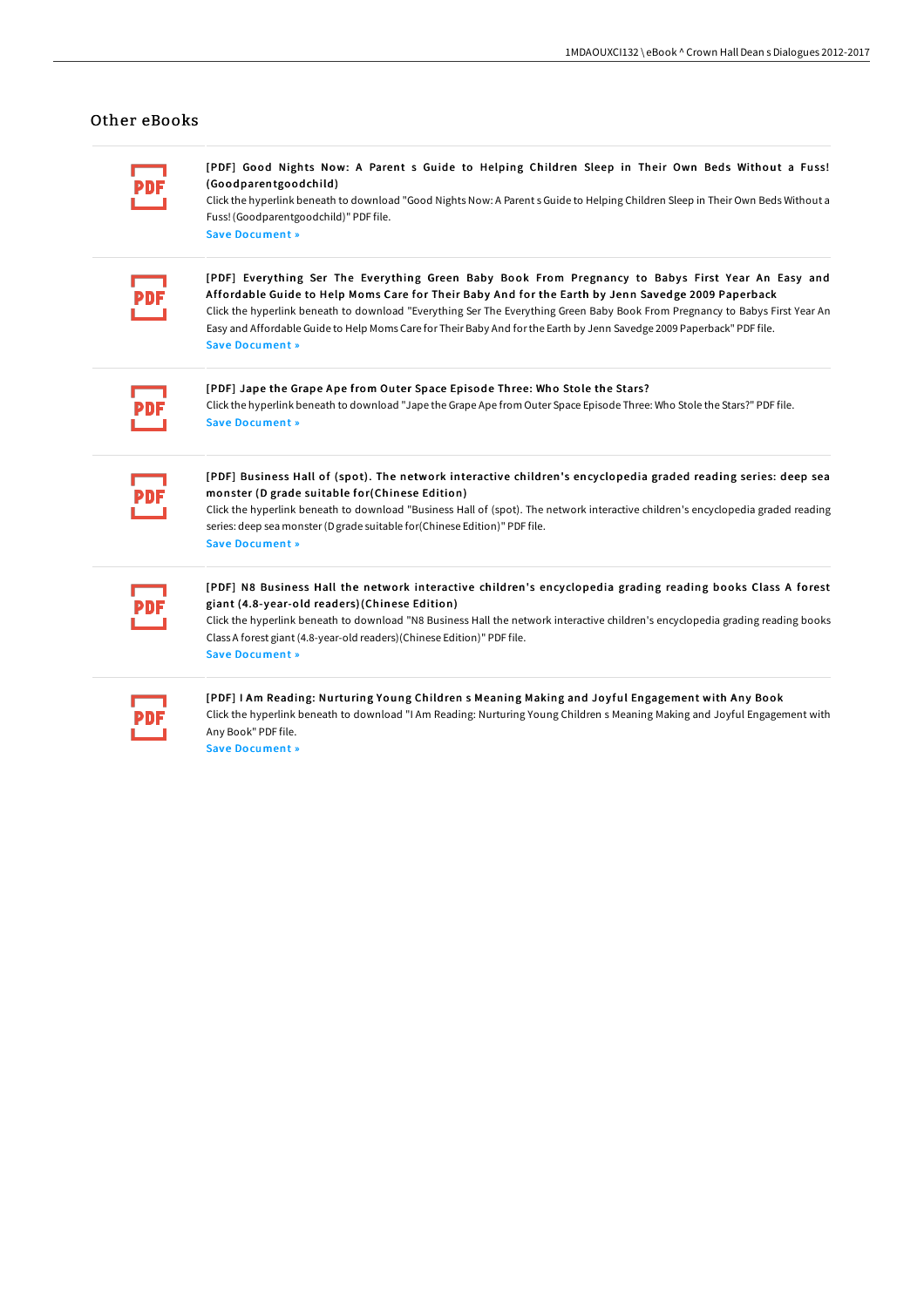## Other eBooks

[PDF] Good Nights Now: A Parent s Guide to Helping Children Sleep in Their Own Beds Without a Fuss! (Goodparentgoodchild)

Click the hyperlink beneath to download "Good Nights Now: A Parent s Guide to Helping Children Sleep in Their Own Beds Without a Fuss! (Goodparentgoodchild)" PDF file.

Save Document »

[PDF] Everything Ser The Everything Green Baby Book From Pregnancy to Babys First Year An Easy and Affordable Guide to Help Moms Care for Their Baby And for the Earth by Jenn Savedge 2009 Paperback

Click the hyperlink beneath to download "Everything Ser The Everything Green Baby Book From Pregnancy to Babys First Year An Easy and Affordable Guide to Help Moms Care for Their Baby And for the Earth by Jenn Savedge 2009 Paperback" PDF file.

Save Document »

[PDF] Jape the Grape Ape from Outer Space Episode Three: Who Stole the Stars?

Click the hyperlink beneath to download "Jape the Grape Ape from Outer Space Episode Three: Who Stole the Stars?" PDF file.

Save Document »

[PDF] Business Hall of (spot). The network interactive children's encyclopedia graded reading series: deep sea monster (D grade suitable for(Chinese Edition)

Click the hyperlink beneath to download "Business Hall of (spot). The network interactive children's encyclopedia graded reading series: deep sea monster (D grade suitable for(Chinese Edition)" PDF file.

Save Document »

[PDF] N8 Business Hall the network interactive children's encyclopedia grading reading books Class A forest giant (4.8-year-old readers)(Chinese Edition)

Click the hyperlink beneath to download "N8 Business Hall the network interactive children's encyclopedia grading reading books Class A forest giant (4.8-year-old readers)(Chinese Edition)" PDF file.

Save Document »

[PDF] I Am Reading: Nurturing Young Children s Meaning Making and Joyful Engagement with Any Book

Click the hyperlink beneath to download "I Am Reading: Nurturing Young Children s Meaning Making and Joyful Engagement with Any Book" PDF file.

Save Document »